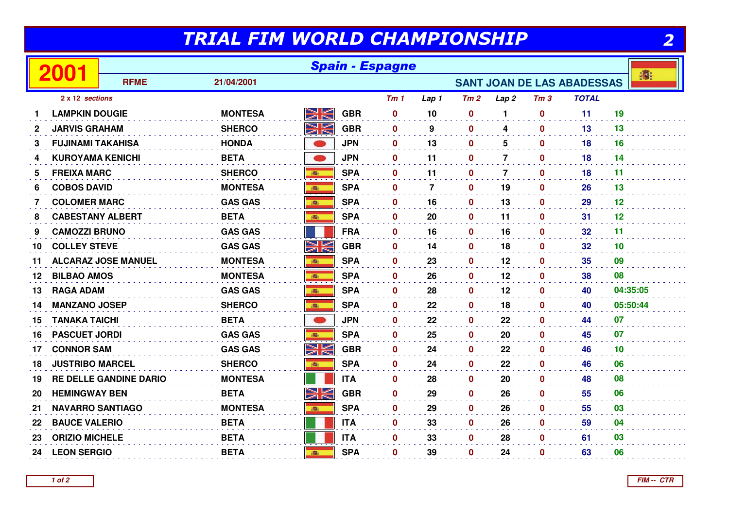# TRIAL FIM WORLD CHAMPIONSHIP

**2001** — **Spain - Espagne**

**RFME** 21/04/2001 **SANT JOAN DE LAS ABADESSAS**

*2 x 12 sections*

| # | Rider | Make | Nat | Tm 1 | Lap 1 | Tm 2 | Lap 2 | Tm 3 | TOTAL | |
|---|---|---|---|---|---|---|---|---|---|---|
| 1 | LAMPKIN DOUGIE | MONTESA | GBR | 0 | 10 | 0 | 1 | 0 | 11 | 19 |
| 2 | JARVIS GRAHAM | SHERCO | GBR | 0 | 9 | 0 | 4 | 0 | 13 | 13 |
| 3 | FUJINAMI TAKAHISA | HONDA | JPN | 0 | 13 | 0 | 5 | 0 | 18 | 16 |
| 4 | KUROYAMA KENICHI | BETA | JPN | 0 | 11 | 0 | 7 | 0 | 18 | 14 |
| 5 | FREIXA MARC | SHERCO | SPA | 0 | 11 | 0 | 7 | 0 | 18 | 11 |
| 6 | COBOS DAVID | MONTESA | SPA | 0 | 7 | 0 | 19 | 0 | 26 | 13 |
| 7 | COLOMER MARC | GAS GAS | SPA | 0 | 16 | 0 | 13 | 0 | 29 | 12 |
| 8 | CABESTANY ALBERT | BETA | SPA | 0 | 20 | 0 | 11 | 0 | 31 | 12 |
| 9 | CAMOZZI BRUNO | GAS GAS | FRA | 0 | 16 | 0 | 16 | 0 | 32 | 11 |
| 10 | COLLEY STEVE | GAS GAS | GBR | 0 | 14 | 0 | 18 | 0 | 32 | 10 |
| 11 | ALCARAZ JOSE MANUEL | MONTESA | SPA | 0 | 23 | 0 | 12 | 0 | 35 | 09 |
| 12 | BILBAO AMOS | MONTESA | SPA | 0 | 26 | 0 | 12 | 0 | 38 | 08 |
| 13 | RAGA ADAM | GAS GAS | SPA | 0 | 28 | 0 | 12 | 0 | 40 | 04:35:05 |
| 14 | MANZANO JOSEP | SHERCO | SPA | 0 | 22 | 0 | 18 | 0 | 40 | 05:50:44 |
| 15 | TANAKA TAICHI | BETA | JPN | 0 | 22 | 0 | 22 | 0 | 44 | 07 |
| 16 | PASCUET JORDI | GAS GAS | SPA | 0 | 25 | 0 | 20 | 0 | 45 | 07 |
| 17 | CONNOR SAM | GAS GAS | GBR | 0 | 24 | 0 | 22 | 0 | 46 | 10 |
| 18 | JUSTRIBO MARCEL | SHERCO | SPA | 0 | 24 | 0 | 22 | 0 | 46 | 06 |
| 19 | RE DELLE GANDINE DARIO | MONTESA | ITA | 0 | 28 | 0 | 20 | 0 | 48 | 08 |
| 20 | HEMINGWAY BEN | BETA | GBR | 0 | 29 | 0 | 26 | 0 | 55 | 06 |
| 21 | NAVARRO SANTIAGO | MONTESA | SPA | 0 | 29 | 0 | 26 | 0 | 55 | 03 |
| 22 | BAUCE VALERIO | BETA | ITA | 0 | 33 | 0 | 26 | 0 | 59 | 04 |
| 23 | ORIZIO MICHELE | BETA | ITA | 0 | 33 | 0 | 28 | 0 | 61 | 03 |
| 24 | LEON SERGIO | BETA | SPA | 0 | 39 | 0 | 24 | 0 | 63 | 06 |

FIM -- CTR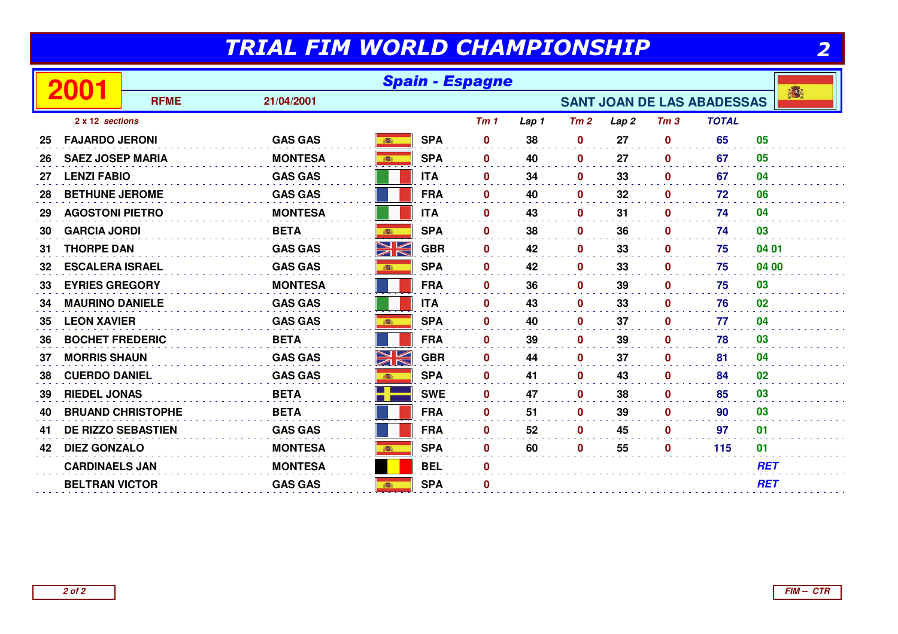# TRIAL FIM WORLD CHAMPIONSHIP

## 2001 — Spain - Espagne

**RFME** — **21/04/2001** — **SANT JOAN DE LAS ABADESSAS**

*2 x 12 sections*

| | | | | *Tm 1* | *Lap 1* | *Tm 2* | *Lap 2* | *Tm 3* | *TOTAL* | |
|---|---|---|---|---|---|---|---|---|---|---|
| 25 | FAJARDO JERONI | GAS GAS | SPA | 0 | 38 | 0 | 27 | 0 | 65 | 05 |
| 26 | SAEZ JOSEP MARIA | MONTESA | SPA | 0 | 40 | 0 | 27 | 0 | 67 | 05 |
| 27 | LENZI FABIO | GAS GAS | ITA | 0 | 34 | 0 | 33 | 0 | 67 | 04 |
| 28 | BETHUNE JEROME | GAS GAS | FRA | 0 | 40 | 0 | 32 | 0 | 72 | 06 |
| 29 | AGOSTONI PIETRO | MONTESA | ITA | 0 | 43 | 0 | 31 | 0 | 74 | 04 |
| 30 | GARCIA JORDI | BETA | SPA | 0 | 38 | 0 | 36 | 0 | 74 | 03 |
| 31 | THORPE DAN | GAS GAS | GBR | 0 | 42 | 0 | 33 | 0 | 75 | 04 01 |
| 32 | ESCALERA ISRAEL | GAS GAS | SPA | 0 | 42 | 0 | 33 | 0 | 75 | 04 00 |
| 33 | EYRIES GREGORY | MONTESA | FRA | 0 | 36 | 0 | 39 | 0 | 75 | 03 |
| 34 | MAURINO DANIELE | GAS GAS | ITA | 0 | 43 | 0 | 33 | 0 | 76 | 02 |
| 35 | LEON XAVIER | GAS GAS | SPA | 0 | 40 | 0 | 37 | 0 | 77 | 04 |
| 36 | BOCHET FREDERIC | BETA | FRA | 0 | 39 | 0 | 39 | 0 | 78 | 03 |
| 37 | MORRIS SHAUN | GAS GAS | GBR | 0 | 44 | 0 | 37 | 0 | 81 | 04 |
| 38 | CUERDO DANIEL | GAS GAS | SPA | 0 | 41 | 0 | 43 | 0 | 84 | 02 |
| 39 | RIEDEL JONAS | BETA | SWE | 0 | 47 | 0 | 38 | 0 | 85 | 03 |
| 40 | BRUAND CHRISTOPHE | BETA | FRA | 0 | 51 | 0 | 39 | 0 | 90 | 03 |
| 41 | DE RIZZO SEBASTIEN | GAS GAS | FRA | 0 | 52 | 0 | 45 | 0 | 97 | 01 |
| 42 | DIEZ GONZALO | MONTESA | SPA | 0 | 60 | 0 | 55 | 0 | 115 | 01 |
| | CARDINAELS JAN | MONTESA | BEL | 0 | | | | | | *RET* |
| | BELTRAN VICTOR | GAS GAS | SPA | 0 | | | | | | *RET* |

*FIM -- CTR*